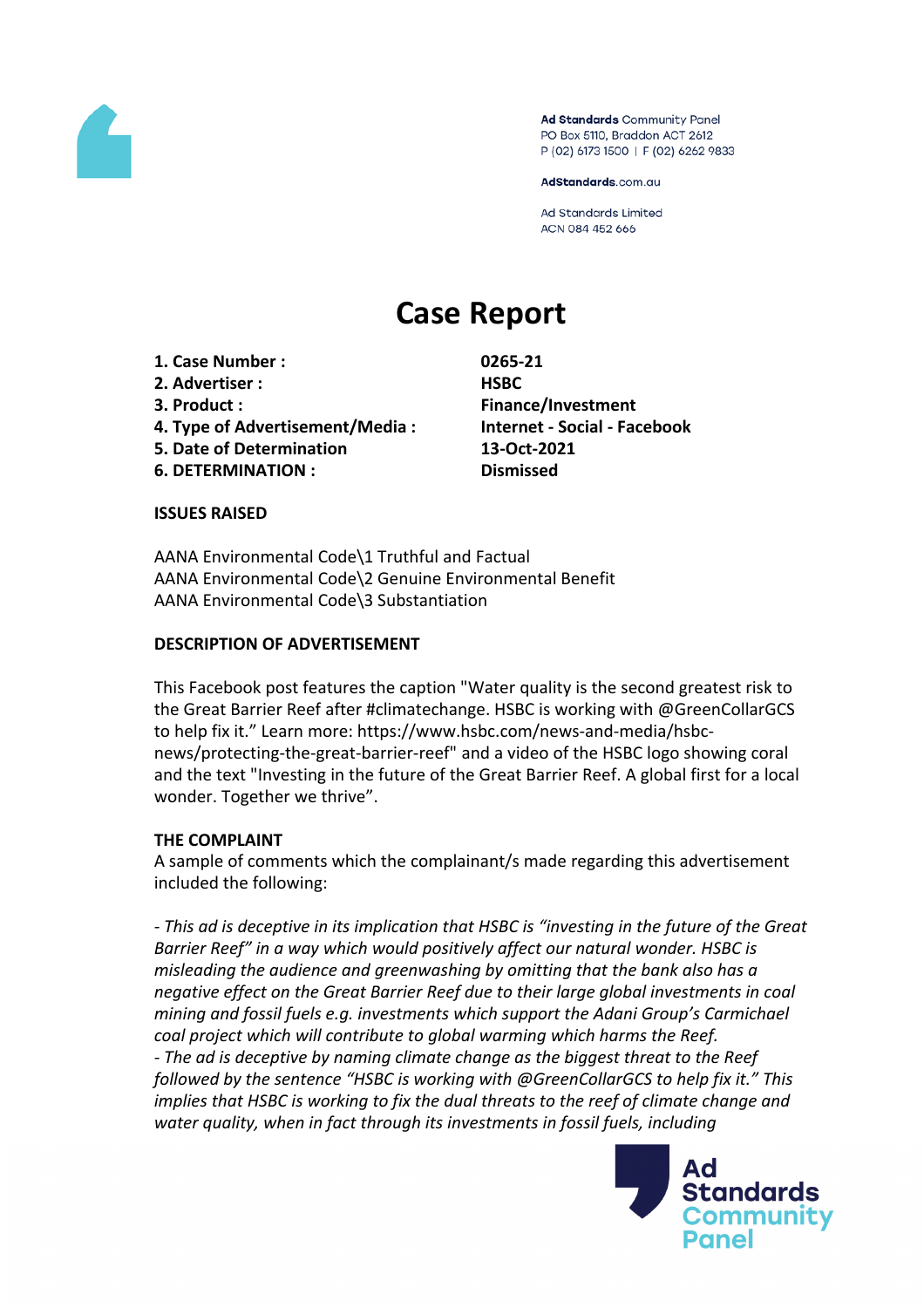Ad Standards Community Panel
PO Box 5110, Braddon ACT 2612
P (02) 6173 1500 | F (02) 6262 9833

AdStandards.com.au

Ad Standards Limited
ACN 084 452 666

# Case Report

| | |
|---|---|
| **1. Case Number :** | **0265-21** |
| **2. Advertiser :** | **HSBC** |
| **3. Product :** | **Finance/Investment** |
| **4. Type of Advertisement/Media :** | **Internet - Social - Facebook** |
| **5. Date of Determination** | **13-Oct-2021** |
| **6. DETERMINATION :** | **Dismissed** |

**ISSUES RAISED**

AANA Environmental Code\1 Truthful and Factual
AANA Environmental Code\2 Genuine Environmental Benefit
AANA Environmental Code\3 Substantiation

**DESCRIPTION OF ADVERTISEMENT**

This Facebook post features the caption "Water quality is the second greatest risk to the Great Barrier Reef after #climatechange. HSBC is working with @GreenCollarGCS to help fix it." Learn more: https://www.hsbc.com/news-and-media/hsbc-news/protecting-the-great-barrier-reef" and a video of the HSBC logo showing coral and the text "Investing in the future of the Great Barrier Reef. A global first for a local wonder. Together we thrive".

**THE COMPLAINT**

A sample of comments which the complainant/s made regarding this advertisement included the following:

*- This ad is deceptive in its implication that HSBC is "investing in the future of the Great Barrier Reef" in a way which would positively affect our natural wonder. HSBC is misleading the audience and greenwashing by omitting that the bank also has a negative effect on the Great Barrier Reef due to their large global investments in coal mining and fossil fuels e.g. investments which support the Adani Group's Carmichael coal project which will contribute to global warming which harms the Reef.*
*- The ad is deceptive by naming climate change as the biggest threat to the Reef followed by the sentence "HSBC is working with @GreenCollarGCS to help fix it." This implies that HSBC is working to fix the dual threats to the reef of climate change and water quality, when in fact through its investments in fossil fuels, including*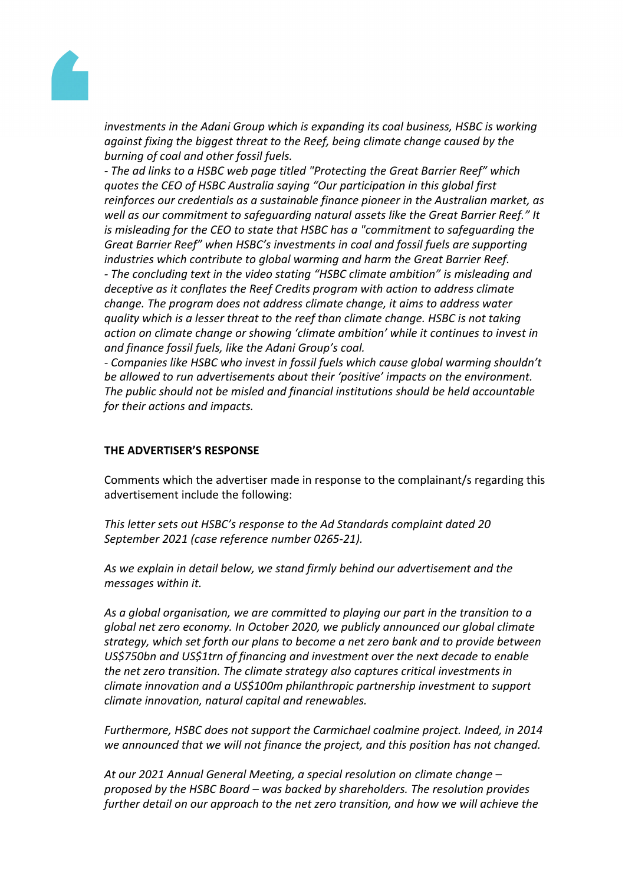*investments in the Adani Group which is expanding its coal business, HSBC is working against fixing the biggest threat to the Reef, being climate change caused by the burning of coal and other fossil fuels.*

*- The ad links to a HSBC web page titled "Protecting the Great Barrier Reef" which quotes the CEO of HSBC Australia saying "Our participation in this global first reinforces our credentials as a sustainable finance pioneer in the Australian market, as well as our commitment to safeguarding natural assets like the Great Barrier Reef." It is misleading for the CEO to state that HSBC has a "commitment to safeguarding the Great Barrier Reef" when HSBC's investments in coal and fossil fuels are supporting industries which contribute to global warming and harm the Great Barrier Reef.*

*- The concluding text in the video stating "HSBC climate ambition" is misleading and deceptive as it conflates the Reef Credits program with action to address climate change. The program does not address climate change, it aims to address water quality which is a lesser threat to the reef than climate change. HSBC is not taking action on climate change or showing 'climate ambition' while it continues to invest in and finance fossil fuels, like the Adani Group's coal.*

*- Companies like HSBC who invest in fossil fuels which cause global warming shouldn't be allowed to run advertisements about their 'positive' impacts on the environment. The public should not be misled and financial institutions should be held accountable for their actions and impacts.*

**THE ADVERTISER'S RESPONSE**

Comments which the advertiser made in response to the complainant/s regarding this advertisement include the following:

*This letter sets out HSBC's response to the Ad Standards complaint dated 20 September 2021 (case reference number 0265-21).*

*As we explain in detail below, we stand firmly behind our advertisement and the messages within it.*

*As a global organisation, we are committed to playing our part in the transition to a global net zero economy. In October 2020, we publicly announced our global climate strategy, which set forth our plans to become a net zero bank and to provide between US$750bn and US$1trn of financing and investment over the next decade to enable the net zero transition. The climate strategy also captures critical investments in climate innovation and a US$100m philanthropic partnership investment to support climate innovation, natural capital and renewables.*

*Furthermore, HSBC does not support the Carmichael coalmine project. Indeed, in 2014 we announced that we will not finance the project, and this position has not changed.*

*At our 2021 Annual General Meeting, a special resolution on climate change – proposed by the HSBC Board – was backed by shareholders. The resolution provides further detail on our approach to the net zero transition, and how we will achieve the*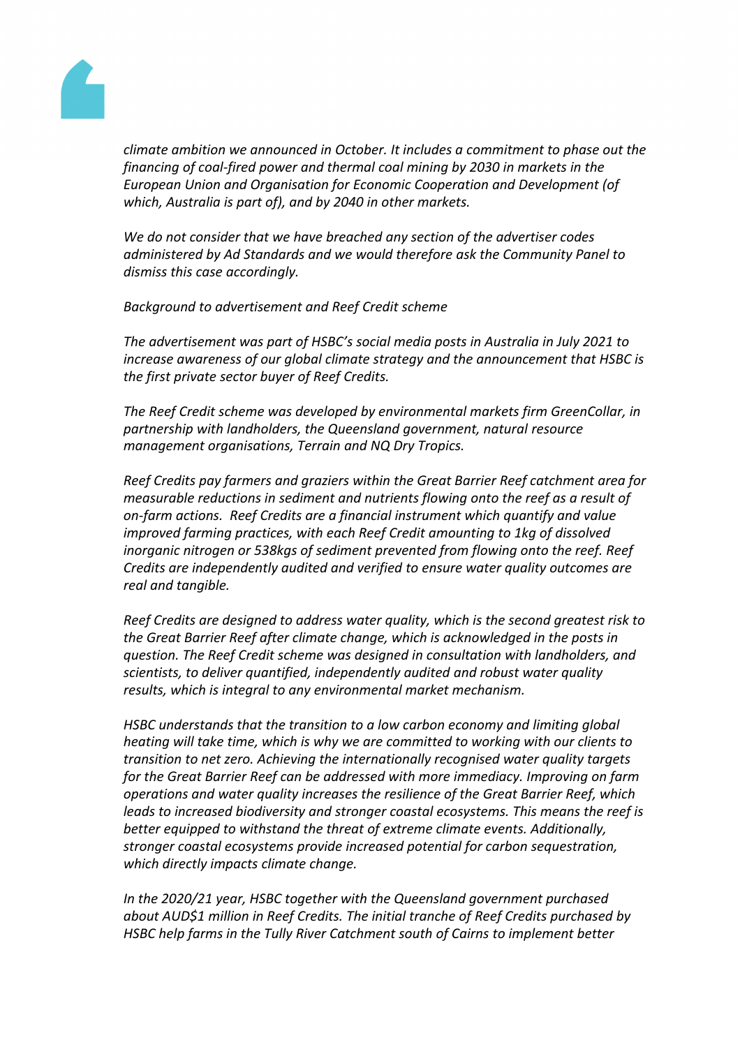*climate ambition we announced in October. It includes a commitment to phase out the financing of coal-fired power and thermal coal mining by 2030 in markets in the European Union and Organisation for Economic Cooperation and Development (of which, Australia is part of), and by 2040 in other markets.*

*We do not consider that we have breached any section of the advertiser codes administered by Ad Standards and we would therefore ask the Community Panel to dismiss this case accordingly.*

*Background to advertisement and Reef Credit scheme*

*The advertisement was part of HSBC's social media posts in Australia in July 2021 to increase awareness of our global climate strategy and the announcement that HSBC is the first private sector buyer of Reef Credits.*

*The Reef Credit scheme was developed by environmental markets firm GreenCollar, in partnership with landholders, the Queensland government, natural resource management organisations, Terrain and NQ Dry Tropics.*

*Reef Credits pay farmers and graziers within the Great Barrier Reef catchment area for measurable reductions in sediment and nutrients flowing onto the reef as a result of on-farm actions. Reef Credits are a financial instrument which quantify and value improved farming practices, with each Reef Credit amounting to 1kg of dissolved inorganic nitrogen or 538kgs of sediment prevented from flowing onto the reef. Reef Credits are independently audited and verified to ensure water quality outcomes are real and tangible.*

*Reef Credits are designed to address water quality, which is the second greatest risk to the Great Barrier Reef after climate change, which is acknowledged in the posts in question. The Reef Credit scheme was designed in consultation with landholders, and scientists, to deliver quantified, independently audited and robust water quality results, which is integral to any environmental market mechanism.*

*HSBC understands that the transition to a low carbon economy and limiting global heating will take time, which is why we are committed to working with our clients to transition to net zero. Achieving the internationally recognised water quality targets for the Great Barrier Reef can be addressed with more immediacy. Improving on farm operations and water quality increases the resilience of the Great Barrier Reef, which leads to increased biodiversity and stronger coastal ecosystems. This means the reef is better equipped to withstand the threat of extreme climate events. Additionally, stronger coastal ecosystems provide increased potential for carbon sequestration, which directly impacts climate change.*

*In the 2020/21 year, HSBC together with the Queensland government purchased about AUD$1 million in Reef Credits. The initial tranche of Reef Credits purchased by HSBC help farms in the Tully River Catchment south of Cairns to implement better*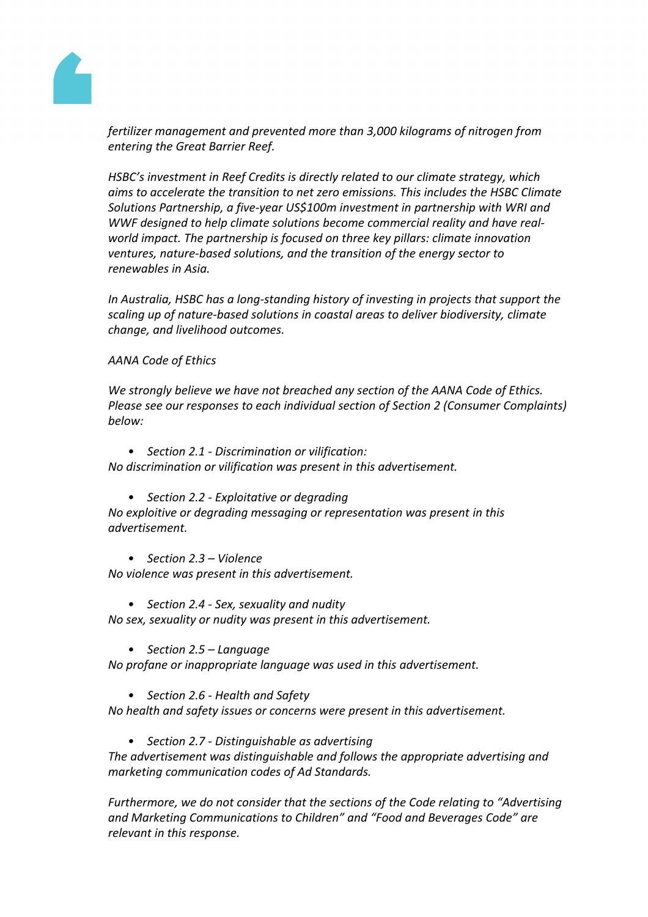*fertilizer management and prevented more than 3,000 kilograms of nitrogen from entering the Great Barrier Reef.*

*HSBC's investment in Reef Credits is directly related to our climate strategy, which aims to accelerate the transition to net zero emissions. This includes the HSBC Climate Solutions Partnership, a five-year US$100m investment in partnership with WRI and WWF designed to help climate solutions become commercial reality and have real-world impact. The partnership is focused on three key pillars: climate innovation ventures, nature-based solutions, and the transition of the energy sector to renewables in Asia.*

*In Australia, HSBC has a long-standing history of investing in projects that support the scaling up of nature-based solutions in coastal areas to deliver biodiversity, climate change, and livelihood outcomes.*

*AANA Code of Ethics*

*We strongly believe we have not breached any section of the AANA Code of Ethics. Please see our responses to each individual section of Section 2 (Consumer Complaints) below:*

- *Section 2.1 - Discrimination or vilification:*

*No discrimination or vilification was present in this advertisement.*

- *Section 2.2 - Exploitative or degrading*

*No exploitive or degrading messaging or representation was present in this advertisement.*

- *Section 2.3 – Violence*

*No violence was present in this advertisement.*

- *Section 2.4 - Sex, sexuality and nudity*

*No sex, sexuality or nudity was present in this advertisement.*

- *Section 2.5 – Language*

*No profane or inappropriate language was used in this advertisement.*

- *Section 2.6 - Health and Safety*

*No health and safety issues or concerns were present in this advertisement.*

- *Section 2.7 - Distinguishable as advertising*

*The advertisement was distinguishable and follows the appropriate advertising and marketing communication codes of Ad Standards.*

*Furthermore, we do not consider that the sections of the Code relating to "Advertising and Marketing Communications to Children" and "Food and Beverages Code" are relevant in this response.*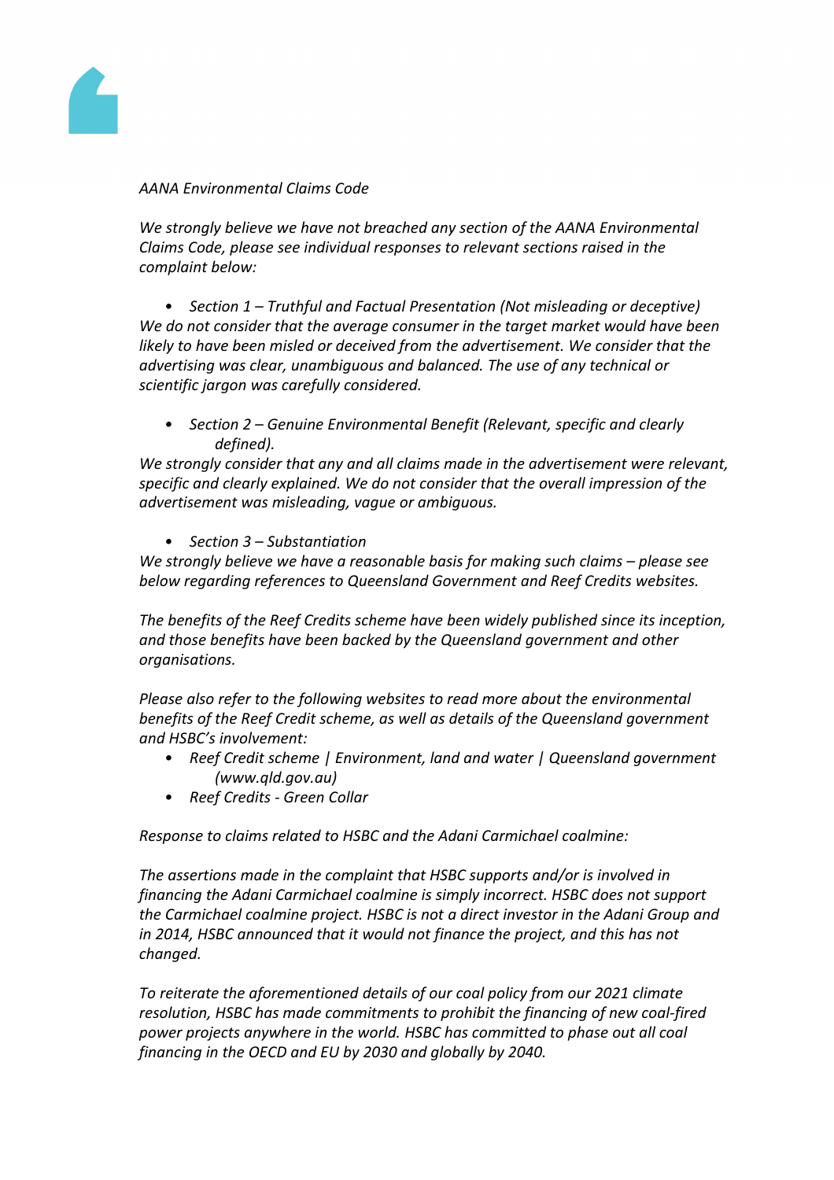*AANA Environmental Claims Code*

*We strongly believe we have not breached any section of the AANA Environmental Claims Code, please see individual responses to relevant sections raised in the complaint below:*

- *Section 1 – Truthful and Factual Presentation (Not misleading or deceptive)*

*We do not consider that the average consumer in the target market would have been likely to have been misled or deceived from the advertisement. We consider that the advertising was clear, unambiguous and balanced. The use of any technical or scientific jargon was carefully considered.*

- *Section 2 – Genuine Environmental Benefit (Relevant, specific and clearly defined).*

*We strongly consider that any and all claims made in the advertisement were relevant, specific and clearly explained. We do not consider that the overall impression of the advertisement was misleading, vague or ambiguous.*

- *Section 3 – Substantiation*

*We strongly believe we have a reasonable basis for making such claims – please see below regarding references to Queensland Government and Reef Credits websites.*

*The benefits of the Reef Credits scheme have been widely published since its inception, and those benefits have been backed by the Queensland government and other organisations.*

*Please also refer to the following websites to read more about the environmental benefits of the Reef Credit scheme, as well as details of the Queensland government and HSBC's involvement:*

- *Reef Credit scheme | Environment, land and water | Queensland government (www.qld.gov.au)*
- *Reef Credits - Green Collar*

*Response to claims related to HSBC and the Adani Carmichael coalmine:*

*The assertions made in the complaint that HSBC supports and/or is involved in financing the Adani Carmichael coalmine is simply incorrect. HSBC does not support the Carmichael coalmine project. HSBC is not a direct investor in the Adani Group and in 2014, HSBC announced that it would not finance the project, and this has not changed.*

*To reiterate the aforementioned details of our coal policy from our 2021 climate resolution, HSBC has made commitments to prohibit the financing of new coal-fired power projects anywhere in the world. HSBC has committed to phase out all coal financing in the OECD and EU by 2030 and globally by 2040.*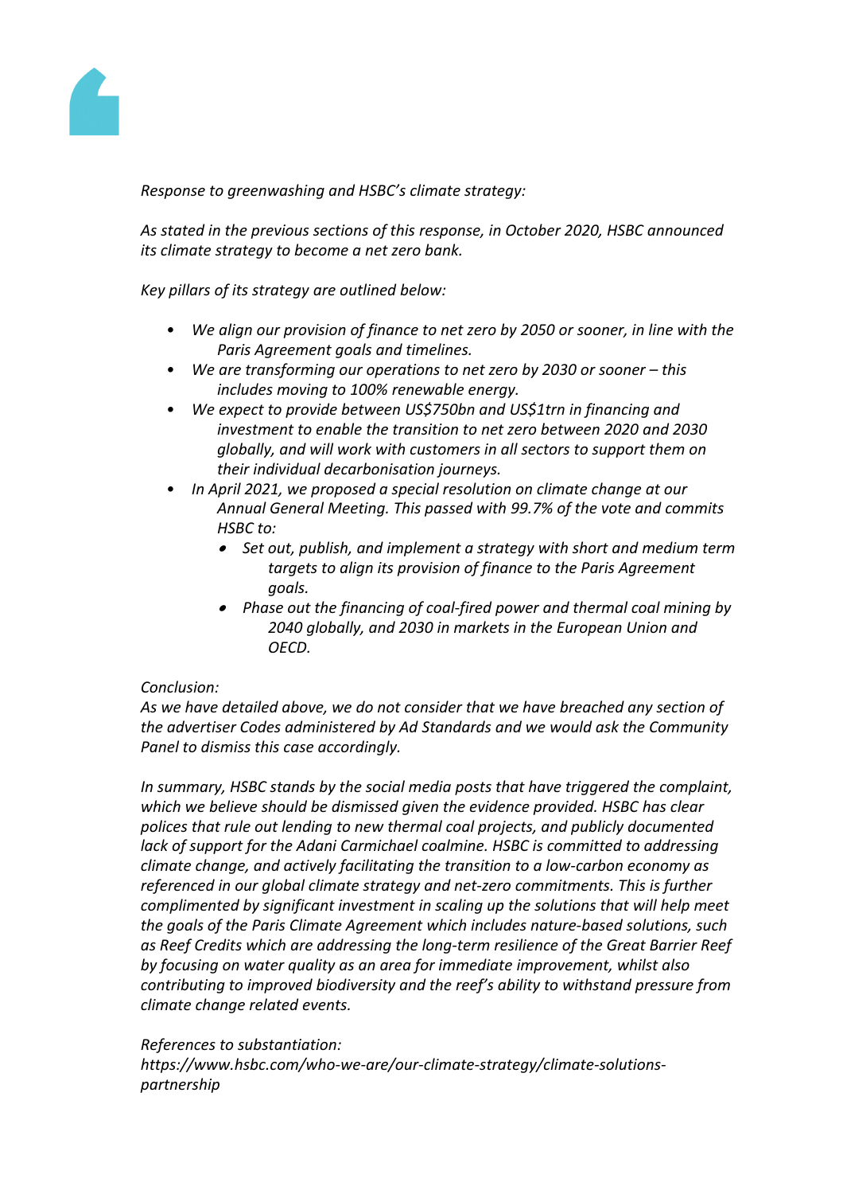*Response to greenwashing and HSBC's climate strategy:*

*As stated in the previous sections of this response, in October 2020, HSBC announced its climate strategy to become a net zero bank.*

*Key pillars of its strategy are outlined below:*

- *We align our provision of finance to net zero by 2050 or sooner, in line with the Paris Agreement goals and timelines.*
- *We are transforming our operations to net zero by 2030 or sooner – this includes moving to 100% renewable energy.*
- *We expect to provide between US$750bn and US$1trn in financing and investment to enable the transition to net zero between 2020 and 2030 globally, and will work with customers in all sectors to support them on their individual decarbonisation journeys.*
- *In April 2021, we proposed a special resolution on climate change at our Annual General Meeting. This passed with 99.7% of the vote and commits HSBC to:*
    - *Set out, publish, and implement a strategy with short and medium term targets to align its provision of finance to the Paris Agreement goals.*
    - *Phase out the financing of coal-fired power and thermal coal mining by 2040 globally, and 2030 in markets in the European Union and OECD.*

*Conclusion:*
*As we have detailed above, we do not consider that we have breached any section of the advertiser Codes administered by Ad Standards and we would ask the Community Panel to dismiss this case accordingly.*

*In summary, HSBC stands by the social media posts that have triggered the complaint, which we believe should be dismissed given the evidence provided. HSBC has clear polices that rule out lending to new thermal coal projects, and publicly documented lack of support for the Adani Carmichael coalmine. HSBC is committed to addressing climate change, and actively facilitating the transition to a low-carbon economy as referenced in our global climate strategy and net-zero commitments. This is further complimented by significant investment in scaling up the solutions that will help meet the goals of the Paris Climate Agreement which includes nature-based solutions, such as Reef Credits which are addressing the long-term resilience of the Great Barrier Reef by focusing on water quality as an area for immediate improvement, whilst also contributing to improved biodiversity and the reef's ability to withstand pressure from climate change related events.*

*References to substantiation:*
*https://www.hsbc.com/who-we-are/our-climate-strategy/climate-solutions-partnership*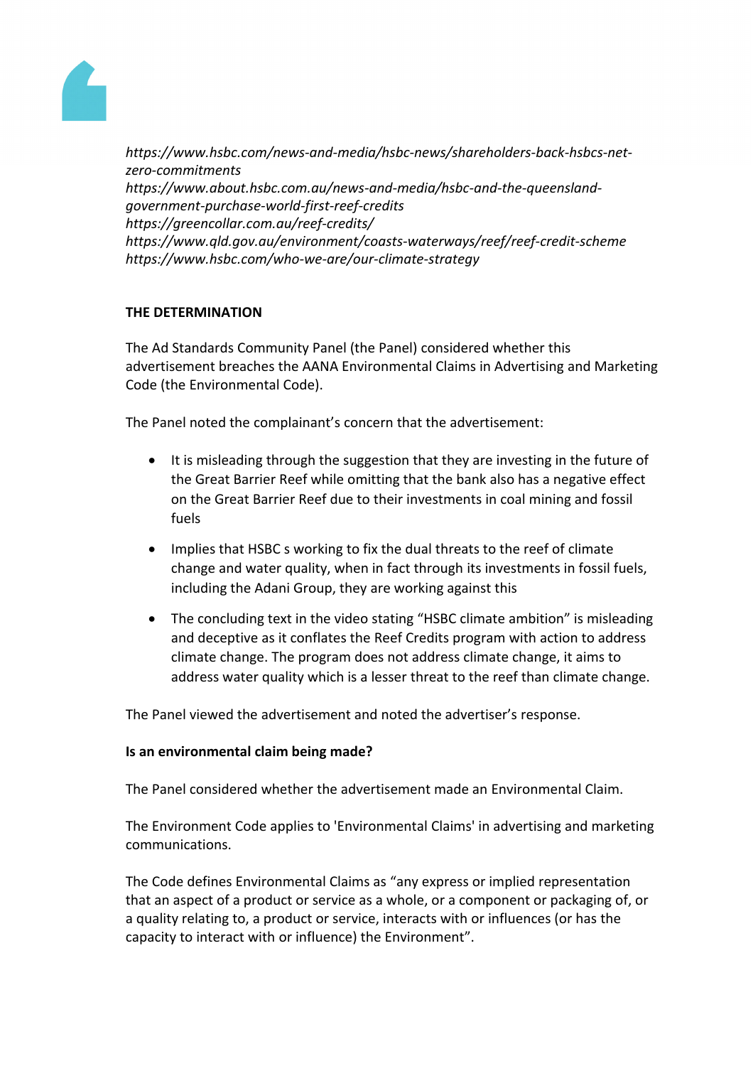*https://www.hsbc.com/news-and-media/hsbc-news/shareholders-back-hsbcs-net-zero-commitments*
*https://www.about.hsbc.com.au/news-and-media/hsbc-and-the-queensland-government-purchase-world-first-reef-credits*
*https://greencollar.com.au/reef-credits/*
*https://www.qld.gov.au/environment/coasts-waterways/reef/reef-credit-scheme*
*https://www.hsbc.com/who-we-are/our-climate-strategy*

**THE DETERMINATION**

The Ad Standards Community Panel (the Panel) considered whether this advertisement breaches the AANA Environmental Claims in Advertising and Marketing Code (the Environmental Code).

The Panel noted the complainant's concern that the advertisement:

- It is misleading through the suggestion that they are investing in the future of the Great Barrier Reef while omitting that the bank also has a negative effect on the Great Barrier Reef due to their investments in coal mining and fossil fuels
- Implies that HSBC s working to fix the dual threats to the reef of climate change and water quality, when in fact through its investments in fossil fuels, including the Adani Group, they are working against this
- The concluding text in the video stating "HSBC climate ambition" is misleading and deceptive as it conflates the Reef Credits program with action to address climate change. The program does not address climate change, it aims to address water quality which is a lesser threat to the reef than climate change.

The Panel viewed the advertisement and noted the advertiser's response.

**Is an environmental claim being made?**

The Panel considered whether the advertisement made an Environmental Claim.

The Environment Code applies to 'Environmental Claims' in advertising and marketing communications.

The Code defines Environmental Claims as "any express or implied representation that an aspect of a product or service as a whole, or a component or packaging of, or a quality relating to, a product or service, interacts with or influences (or has the capacity to interact with or influence) the Environment".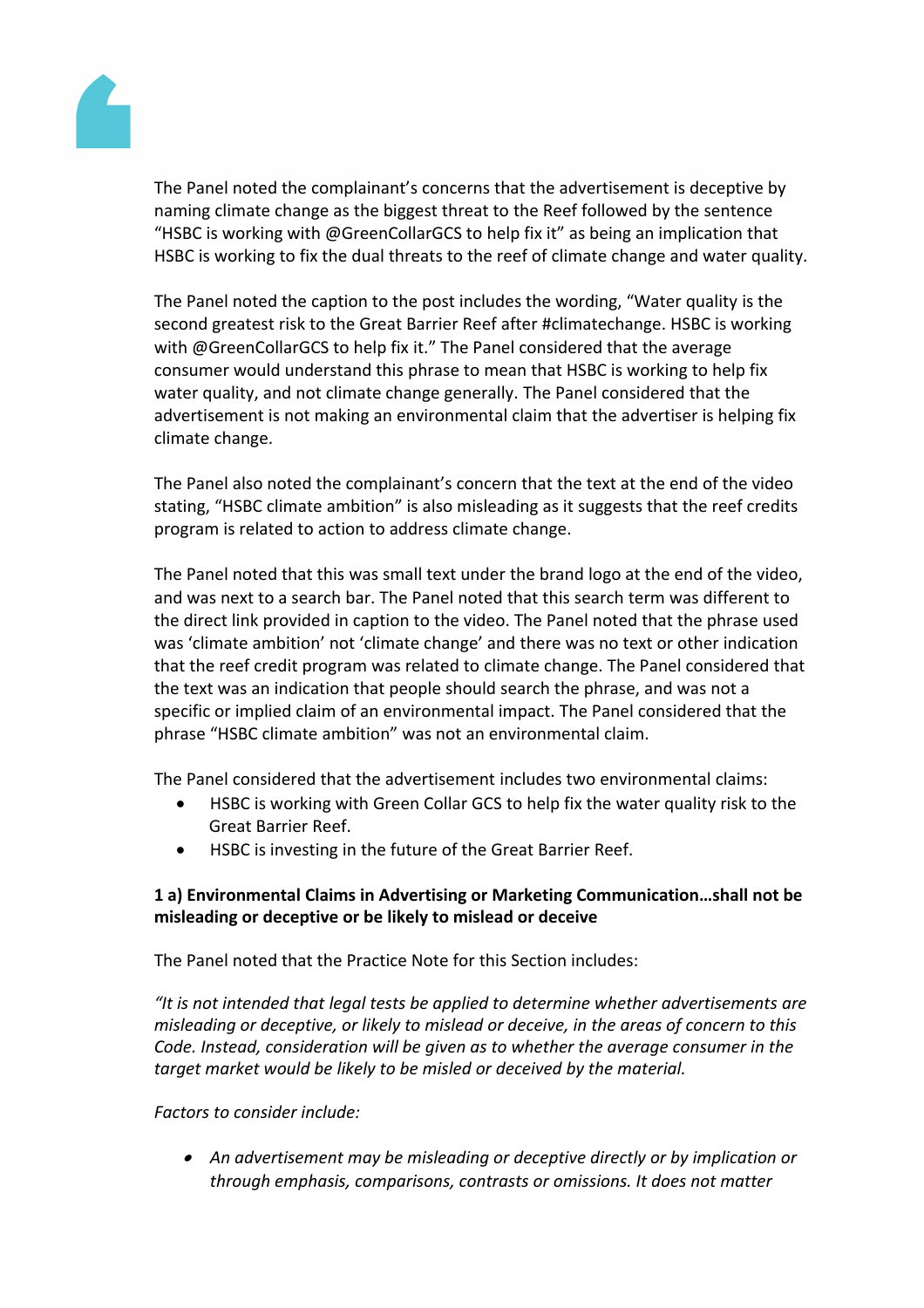The Panel noted the complainant's concerns that the advertisement is deceptive by naming climate change as the biggest threat to the Reef followed by the sentence "HSBC is working with @GreenCollarGCS to help fix it" as being an implication that HSBC is working to fix the dual threats to the reef of climate change and water quality.

The Panel noted the caption to the post includes the wording, "Water quality is the second greatest risk to the Great Barrier Reef after #climatechange. HSBC is working with @GreenCollarGCS to help fix it." The Panel considered that the average consumer would understand this phrase to mean that HSBC is working to help fix water quality, and not climate change generally. The Panel considered that the advertisement is not making an environmental claim that the advertiser is helping fix climate change.

The Panel also noted the complainant's concern that the text at the end of the video stating, "HSBC climate ambition" is also misleading as it suggests that the reef credits program is related to action to address climate change.

The Panel noted that this was small text under the brand logo at the end of the video, and was next to a search bar. The Panel noted that this search term was different to the direct link provided in caption to the video. The Panel noted that the phrase used was 'climate ambition' not 'climate change' and there was no text or other indication that the reef credit program was related to climate change. The Panel considered that the text was an indication that people should search the phrase, and was not a specific or implied claim of an environmental impact. The Panel considered that the phrase "HSBC climate ambition" was not an environmental claim.

The Panel considered that the advertisement includes two environmental claims:

- HSBC is working with Green Collar GCS to help fix the water quality risk to the Great Barrier Reef.
- HSBC is investing in the future of the Great Barrier Reef.

**1 a) Environmental Claims in Advertising or Marketing Communication…shall not be misleading or deceptive or be likely to mislead or deceive**

The Panel noted that the Practice Note for this Section includes:

*"It is not intended that legal tests be applied to determine whether advertisements are misleading or deceptive, or likely to mislead or deceive, in the areas of concern to this Code. Instead, consideration will be given as to whether the average consumer in the target market would be likely to be misled or deceived by the material.*

*Factors to consider include:*

- *An advertisement may be misleading or deceptive directly or by implication or through emphasis, comparisons, contrasts or omissions. It does not matter*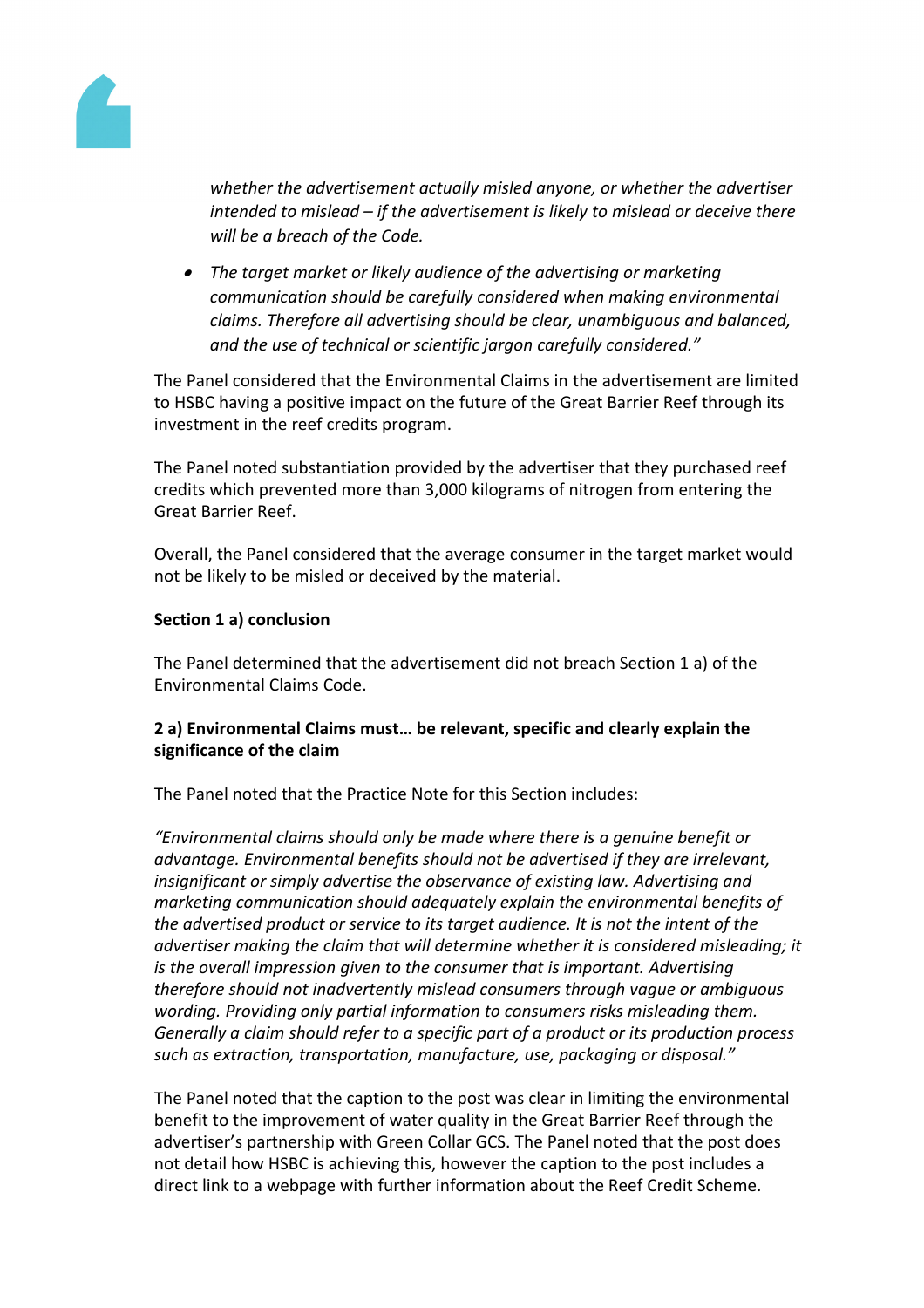*whether the advertisement actually misled anyone, or whether the advertiser intended to mislead – if the advertisement is likely to mislead or deceive there will be a breach of the Code.*

- *The target market or likely audience of the advertising or marketing communication should be carefully considered when making environmental claims. Therefore all advertising should be clear, unambiguous and balanced, and the use of technical or scientific jargon carefully considered."*

The Panel considered that the Environmental Claims in the advertisement are limited to HSBC having a positive impact on the future of the Great Barrier Reef through its investment in the reef credits program.

The Panel noted substantiation provided by the advertiser that they purchased reef credits which prevented more than 3,000 kilograms of nitrogen from entering the Great Barrier Reef.

Overall, the Panel considered that the average consumer in the target market would not be likely to be misled or deceived by the material.

**Section 1 a) conclusion**

The Panel determined that the advertisement did not breach Section 1 a) of the Environmental Claims Code.

**2 a) Environmental Claims must… be relevant, specific and clearly explain the significance of the claim**

The Panel noted that the Practice Note for this Section includes:

*"Environmental claims should only be made where there is a genuine benefit or advantage. Environmental benefits should not be advertised if they are irrelevant, insignificant or simply advertise the observance of existing law. Advertising and marketing communication should adequately explain the environmental benefits of the advertised product or service to its target audience. It is not the intent of the advertiser making the claim that will determine whether it is considered misleading; it is the overall impression given to the consumer that is important. Advertising therefore should not inadvertently mislead consumers through vague or ambiguous wording. Providing only partial information to consumers risks misleading them. Generally a claim should refer to a specific part of a product or its production process such as extraction, transportation, manufacture, use, packaging or disposal."*

The Panel noted that the caption to the post was clear in limiting the environmental benefit to the improvement of water quality in the Great Barrier Reef through the advertiser's partnership with Green Collar GCS. The Panel noted that the post does not detail how HSBC is achieving this, however the caption to the post includes a direct link to a webpage with further information about the Reef Credit Scheme.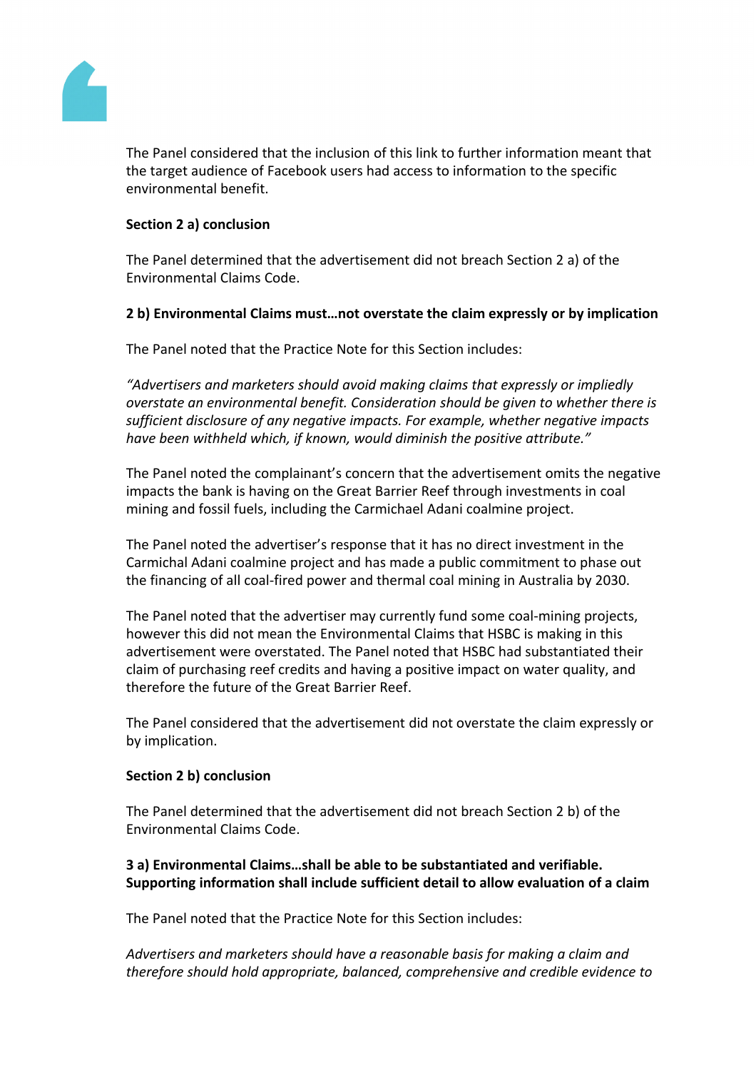The Panel considered that the inclusion of this link to further information meant that the target audience of Facebook users had access to information to the specific environmental benefit.

**Section 2 a) conclusion**

The Panel determined that the advertisement did not breach Section 2 a) of the Environmental Claims Code.

**2 b) Environmental Claims must…not overstate the claim expressly or by implication**

The Panel noted that the Practice Note for this Section includes:

*"Advertisers and marketers should avoid making claims that expressly or impliedly overstate an environmental benefit. Consideration should be given to whether there is sufficient disclosure of any negative impacts. For example, whether negative impacts have been withheld which, if known, would diminish the positive attribute."*

The Panel noted the complainant's concern that the advertisement omits the negative impacts the bank is having on the Great Barrier Reef through investments in coal mining and fossil fuels, including the Carmichael Adani coalmine project.

The Panel noted the advertiser's response that it has no direct investment in the Carmichal Adani coalmine project and has made a public commitment to phase out the financing of all coal-fired power and thermal coal mining in Australia by 2030.

The Panel noted that the advertiser may currently fund some coal-mining projects, however this did not mean the Environmental Claims that HSBC is making in this advertisement were overstated. The Panel noted that HSBC had substantiated their claim of purchasing reef credits and having a positive impact on water quality, and therefore the future of the Great Barrier Reef.

The Panel considered that the advertisement did not overstate the claim expressly or by implication.

**Section 2 b) conclusion**

The Panel determined that the advertisement did not breach Section 2 b) of the Environmental Claims Code.

**3 a) Environmental Claims…shall be able to be substantiated and verifiable. Supporting information shall include sufficient detail to allow evaluation of a claim**

The Panel noted that the Practice Note for this Section includes:

*Advertisers and marketers should have a reasonable basis for making a claim and therefore should hold appropriate, balanced, comprehensive and credible evidence to*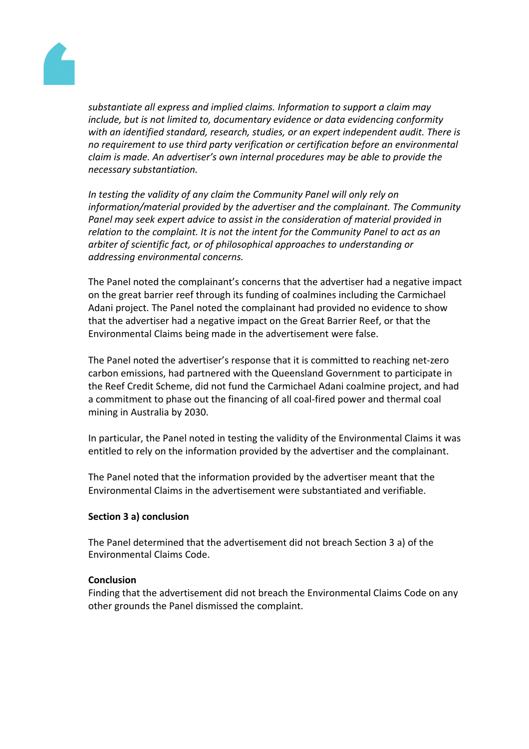*substantiate all express and implied claims. Information to support a claim may include, but is not limited to, documentary evidence or data evidencing conformity with an identified standard, research, studies, or an expert independent audit. There is no requirement to use third party verification or certification before an environmental claim is made. An advertiser's own internal procedures may be able to provide the necessary substantiation.*

*In testing the validity of any claim the Community Panel will only rely on information/material provided by the advertiser and the complainant. The Community Panel may seek expert advice to assist in the consideration of material provided in relation to the complaint. It is not the intent for the Community Panel to act as an arbiter of scientific fact, or of philosophical approaches to understanding or addressing environmental concerns.*

The Panel noted the complainant's concerns that the advertiser had a negative impact on the great barrier reef through its funding of coalmines including the Carmichael Adani project. The Panel noted the complainant had provided no evidence to show that the advertiser had a negative impact on the Great Barrier Reef, or that the Environmental Claims being made in the advertisement were false.

The Panel noted the advertiser's response that it is committed to reaching net-zero carbon emissions, had partnered with the Queensland Government to participate in the Reef Credit Scheme, did not fund the Carmichael Adani coalmine project, and had a commitment to phase out the financing of all coal-fired power and thermal coal mining in Australia by 2030.

In particular, the Panel noted in testing the validity of the Environmental Claims it was entitled to rely on the information provided by the advertiser and the complainant.

The Panel noted that the information provided by the advertiser meant that the Environmental Claims in the advertisement were substantiated and verifiable.

**Section 3 a) conclusion**

The Panel determined that the advertisement did not breach Section 3 a) of the Environmental Claims Code.

**Conclusion**

Finding that the advertisement did not breach the Environmental Claims Code on any other grounds the Panel dismissed the complaint.